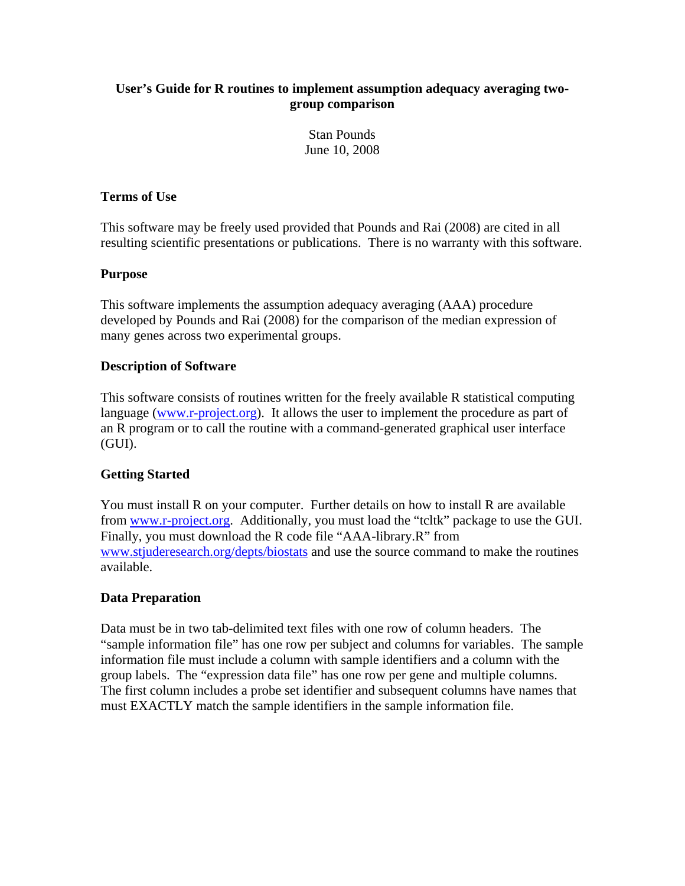# User's Guide for R routines to implement assumption adequacy averaging two-group comparison

Stan Pounds
June 10, 2008

## Terms of Use

This software may be freely used provided that Pounds and Rai (2008) are cited in all resulting scientific presentations or publications. There is no warranty with this software.

## Purpose

This software implements the assumption adequacy averaging (AAA) procedure developed by Pounds and Rai (2008) for the comparison of the median expression of many genes across two experimental groups.

## Description of Software

This software consists of routines written for the freely available R statistical computing language (www.r-project.org). It allows the user to implement the procedure as part of an R program or to call the routine with a command-generated graphical user interface (GUI).

## Getting Started

You must install R on your computer. Further details on how to install R are available from www.r-project.org. Additionally, you must load the "tcltk" package to use the GUI. Finally, you must download the R code file "AAA-library.R" from www.stjuderesearch.org/depts/biostats and use the source command to make the routines available.

## Data Preparation

Data must be in two tab-delimited text files with one row of column headers. The "sample information file" has one row per subject and columns for variables. The sample information file must include a column with sample identifiers and a column with the group labels. The "expression data file" has one row per gene and multiple columns. The first column includes a probe set identifier and subsequent columns have names that must EXACTLY match the sample identifiers in the sample information file.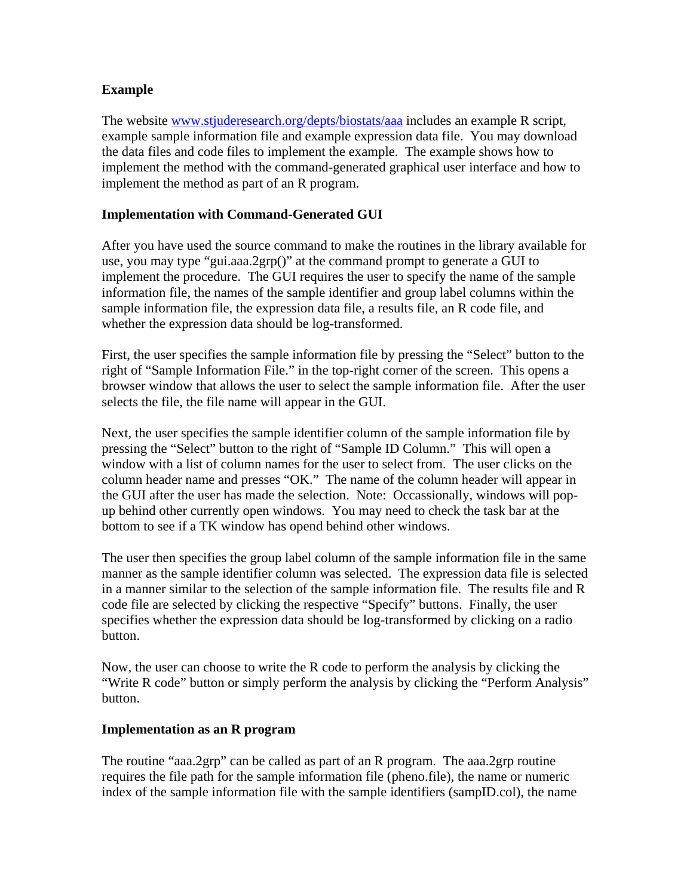**Example**

The website www.stjuderesearch.org/depts/biostats/aaa includes an example R script, example sample information file and example expression data file. You may download the data files and code files to implement the example. The example shows how to implement the method with the command-generated graphical user interface and how to implement the method as part of an R program.

**Implementation with Command-Generated GUI**

After you have used the source command to make the routines in the library available for use, you may type "gui.aaa.2grp()" at the command prompt to generate a GUI to implement the procedure. The GUI requires the user to specify the name of the sample information file, the names of the sample identifier and group label columns within the sample information file, the expression data file, a results file, an R code file, and whether the expression data should be log-transformed.

First, the user specifies the sample information file by pressing the "Select" button to the right of "Sample Information File." in the top-right corner of the screen. This opens a browser window that allows the user to select the sample information file. After the user selects the file, the file name will appear in the GUI.

Next, the user specifies the sample identifier column of the sample information file by pressing the "Select" button to the right of "Sample ID Column." This will open a window with a list of column names for the user to select from. The user clicks on the column header name and presses "OK." The name of the column header will appear in the GUI after the user has made the selection. Note: Occassionally, windows will pop-up behind other currently open windows. You may need to check the task bar at the bottom to see if a TK window has opend behind other windows.

The user then specifies the group label column of the sample information file in the same manner as the sample identifier column was selected. The expression data file is selected in a manner similar to the selection of the sample information file. The results file and R code file are selected by clicking the respective "Specify" buttons. Finally, the user specifies whether the expression data should be log-transformed by clicking on a radio button.

Now, the user can choose to write the R code to perform the analysis by clicking the "Write R code" button or simply perform the analysis by clicking the "Perform Analysis" button.

**Implementation as an R program**

The routine "aaa.2grp" can be called as part of an R program. The aaa.2grp routine requires the file path for the sample information file (pheno.file), the name or numeric index of the sample information file with the sample identifiers (sampID.col), the name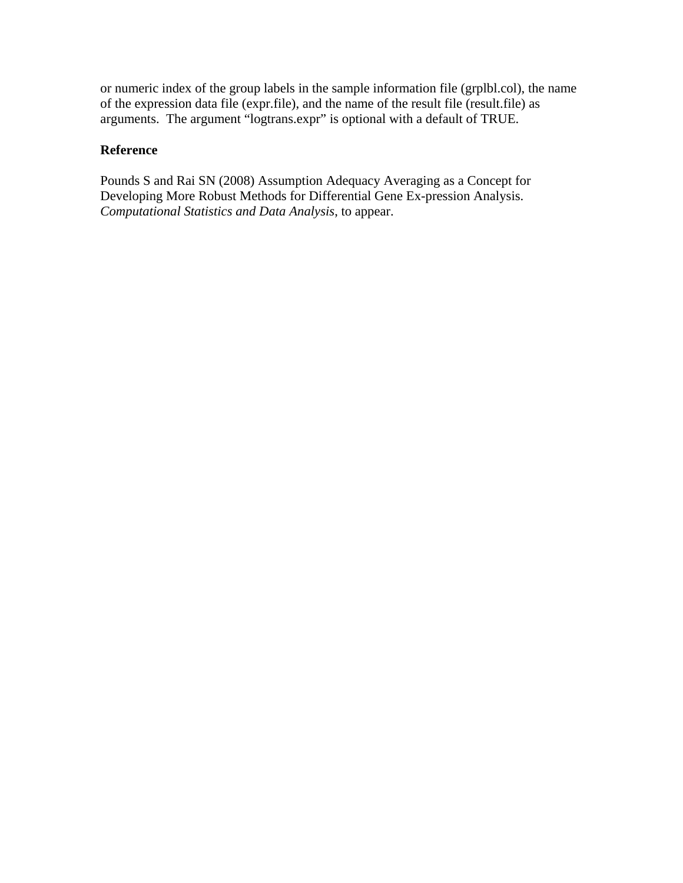or numeric index of the group labels in the sample information file (grplbl.col), the name of the expression data file (expr.file), and the name of the result file (result.file) as arguments. The argument "logtrans.expr" is optional with a default of TRUE.

**Reference**

Pounds S and Rai SN (2008) Assumption Adequacy Averaging as a Concept for Developing More Robust Methods for Differential Gene Ex-pression Analysis. *Computational Statistics and Data Analysis*, to appear.